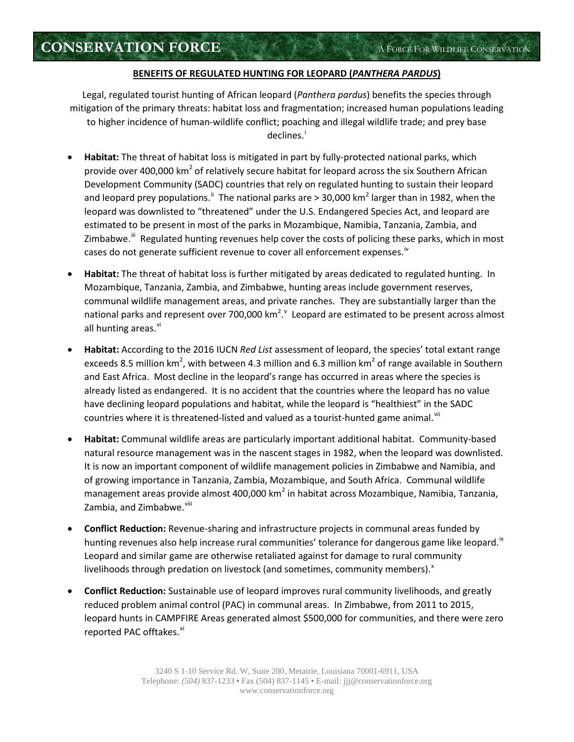# CONSERVATION FORCE

A FORCE FOR WILDLIFE CONSERVATION

## BENEFITS OF REGULATED HUNTING FOR LEOPARD (*PANTHERA PARDUS*)

Legal, regulated tourist hunting of African leopard (*Panthera pardus*) benefits the species through mitigation of the primary threats: habitat loss and fragmentation; increased human populations leading to higher incidence of human-wildlife conflict; poaching and illegal wildlife trade; and prey base declines.[i]

- **Habitat:** The threat of habitat loss is mitigated in part by fully-protected national parks, which provide over 400,000 km$^2$ of relatively secure habitat for leopard across the six Southern African Development Community (SADC) countries that rely on regulated hunting to sustain their leopard and leopard prey populations.[ii] The national parks are > 30,000 km$^2$ larger than in 1982, when the leopard was downlisted to "threatened" under the U.S. Endangered Species Act, and leopard are estimated to be present in most of the parks in Mozambique, Namibia, Tanzania, Zambia, and Zimbabwe.[iii] Regulated hunting revenues help cover the costs of policing these parks, which in most cases do not generate sufficient revenue to cover all enforcement expenses.[iv]

- **Habitat:** The threat of habitat loss is further mitigated by areas dedicated to regulated hunting. In Mozambique, Tanzania, Zambia, and Zimbabwe, hunting areas include government reserves, communal wildlife management areas, and private ranches. They are substantially larger than the national parks and represent over 700,000 km$^2$.[v] Leopard are estimated to be present across almost all hunting areas.[vi]

- **Habitat:** According to the 2016 IUCN *Red List* assessment of leopard, the species' total extant range exceeds 8.5 million km$^2$, with between 4.3 million and 6.3 million km$^2$ of range available in Southern and East Africa. Most decline in the leopard's range has occurred in areas where the species is already listed as endangered. It is no accident that the countries where the leopard has no value have declining leopard populations and habitat, while the leopard is "healthiest" in the SADC countries where it is threatened-listed and valued as a tourist-hunted game animal.[vii]

- **Habitat:** Communal wildlife areas are particularly important additional habitat. Community-based natural resource management was in the nascent stages in 1982, when the leopard was downlisted. It is now an important component of wildlife management policies in Zimbabwe and Namibia, and of growing importance in Tanzania, Zambia, Mozambique, and South Africa. Communal wildlife management areas provide almost 400,000 km$^2$ in habitat across Mozambique, Namibia, Tanzania, Zambia, and Zimbabwe.[viii]

- **Conflict Reduction:** Revenue-sharing and infrastructure projects in communal areas funded by hunting revenues also help increase rural communities' tolerance for dangerous game like leopard.[ix] Leopard and similar game are otherwise retaliated against for damage to rural community livelihoods through predation on livestock (and sometimes, community members).[x]

- **Conflict Reduction:** Sustainable use of leopard improves rural community livelihoods, and greatly reduced problem animal control (PAC) in communal areas. In Zimbabwe, from 2011 to 2015, leopard hunts in CAMPFIRE Areas generated almost $500,000 for communities, and there were zero reported PAC offtakes.[xi]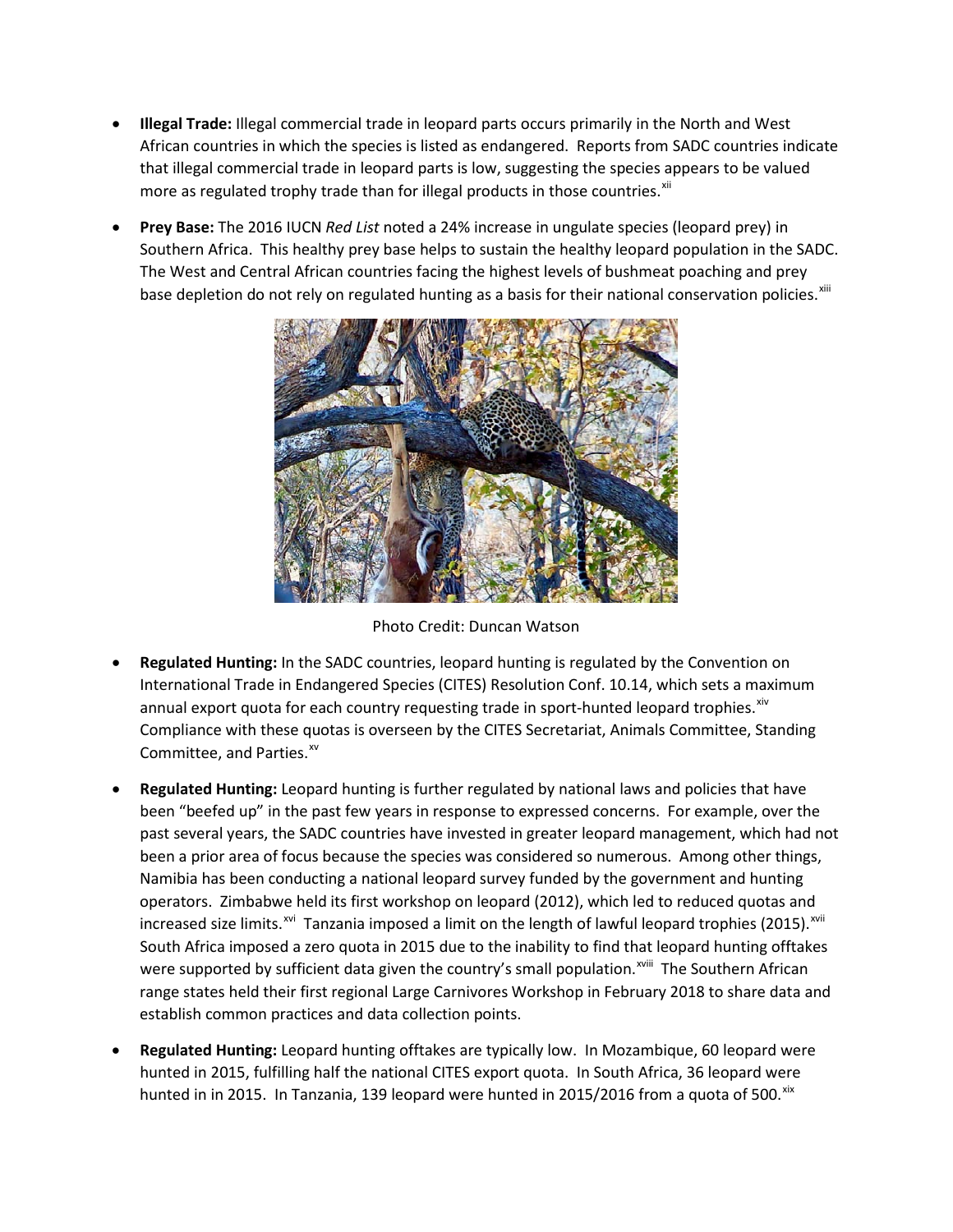- **Illegal Trade:** Illegal commercial trade in leopard parts occurs primarily in the North and West African countries in which the species is listed as endangered. Reports from SADC countries indicate that illegal commercial trade in leopard parts is low, suggesting the species appears to be valued more as regulated trophy trade than for illegal products in those countries.[xii]

- **Prey Base:** The 2016 IUCN *Red List* noted a 24% increase in ungulate species (leopard prey) in Southern Africa. This healthy prey base helps to sustain the healthy leopard population in the SADC. The West and Central African countries facing the highest levels of bushmeat poaching and prey base depletion do not rely on regulated hunting as a basis for their national conservation policies.[xiii]

Photo Credit: Duncan Watson

- **Regulated Hunting:** In the SADC countries, leopard hunting is regulated by the Convention on International Trade in Endangered Species (CITES) Resolution Conf. 10.14, which sets a maximum annual export quota for each country requesting trade in sport-hunted leopard trophies.[xiv] Compliance with these quotas is overseen by the CITES Secretariat, Animals Committee, Standing Committee, and Parties.[xv]

- **Regulated Hunting:** Leopard hunting is further regulated by national laws and policies that have been "beefed up" in the past few years in response to expressed concerns. For example, over the past several years, the SADC countries have invested in greater leopard management, which had not been a prior area of focus because the species was considered so numerous. Among other things, Namibia has been conducting a national leopard survey funded by the government and hunting operators. Zimbabwe held its first workshop on leopard (2012), which led to reduced quotas and increased size limits.[xvi] Tanzania imposed a limit on the length of lawful leopard trophies (2015).[xvii] South Africa imposed a zero quota in 2015 due to the inability to find that leopard hunting offtakes were supported by sufficient data given the country's small population.[xviii] The Southern African range states held their first regional Large Carnivores Workshop in February 2018 to share data and establish common practices and data collection points.

- **Regulated Hunting:** Leopard hunting offtakes are typically low. In Mozambique, 60 leopard were hunted in 2015, fulfilling half the national CITES export quota. In South Africa, 36 leopard were hunted in in 2015. In Tanzania, 139 leopard were hunted in 2015/2016 from a quota of 500.[xix]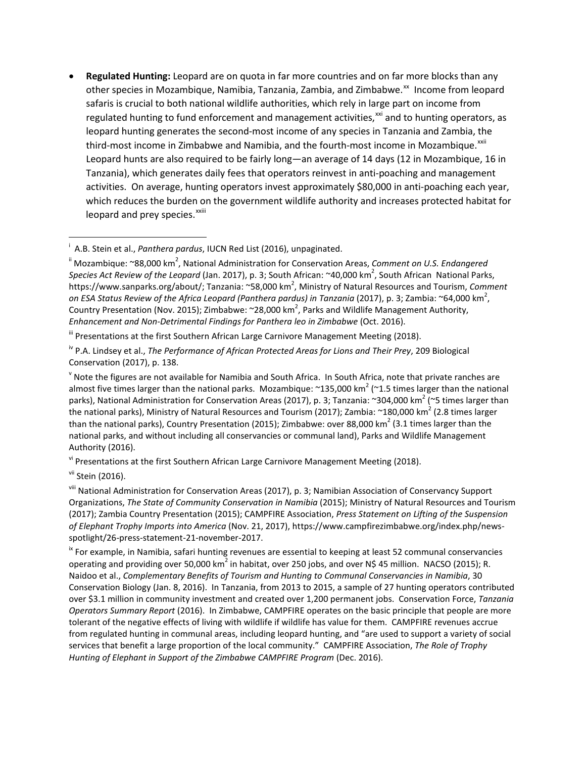- **Regulated Hunting:** Leopard are on quota in far more countries and on far more blocks than any other species in Mozambique, Namibia, Tanzania, Zambia, and Zimbabwe.[xx] Income from leopard safaris is crucial to both national wildlife authorities, which rely in large part on income from regulated hunting to fund enforcement and management activities,[xxi] and to hunting operators, as leopard hunting generates the second-most income of any species in Tanzania and Zambia, the third-most income in Zimbabwe and Namibia, and the fourth-most income in Mozambique.[xxii] Leopard hunts are also required to be fairly long—an average of 14 days (12 in Mozambique, 16 in Tanzania), which generates daily fees that operators reinvest in anti-poaching and management activities. On average, hunting operators invest approximately $80,000 in anti-poaching each year, which reduces the burden on the government wildlife authority and increases protected habitat for leopard and prey species.[xxiii]

---

[i] A.B. Stein et al., *Panthera pardus*, IUCN Red List (2016), unpaginated.

[ii] Mozambique: ~88,000 km$^2$, National Administration for Conservation Areas, *Comment on U.S. Endangered Species Act Review of the Leopard* (Jan. 2017), p. 3; South African: ~40,000 km$^2$, South African National Parks, https://www.sanparks.org/about/; Tanzania: ~58,000 km$^2$, Ministry of Natural Resources and Tourism, *Comment on ESA Status Review of the Africa Leopard (Panthera pardus) in Tanzania* (2017), p. 3; Zambia: ~64,000 km$^2$, Country Presentation (Nov. 2015); Zimbabwe: ~28,000 km$^2$, Parks and Wildlife Management Authority, *Enhancement and Non-Detrimental Findings for Panthera leo in Zimbabwe* (Oct. 2016).

[iii] Presentations at the first Southern African Large Carnivore Management Meeting (2018).

[iv] P.A. Lindsey et al., *The Performance of African Protected Areas for Lions and Their Prey*, 209 Biological Conservation (2017), p. 138.

[v] Note the figures are not available for Namibia and South Africa. In South Africa, note that private ranches are almost five times larger than the national parks. Mozambique: ~135,000 km$^2$ (~1.5 times larger than the national parks), National Administration for Conservation Areas (2017), p. 3; Tanzania: ~304,000 km$^2$ (~5 times larger than the national parks), Ministry of Natural Resources and Tourism (2017); Zambia: ~180,000 km$^2$ (2.8 times larger than the national parks), Country Presentation (2015); Zimbabwe: over 88,000 km$^2$ (3.1 times larger than the national parks, and without including all conservancies or communal land), Parks and Wildlife Management Authority (2016).

[vi] Presentations at the first Southern African Large Carnivore Management Meeting (2018).

[vii] Stein (2016).

[viii] National Administration for Conservation Areas (2017), p. 3; Namibian Association of Conservancy Support Organizations, *The State of Community Conservation in Namibia* (2015); Ministry of Natural Resources and Tourism (2017); Zambia Country Presentation (2015); CAMPFIRE Association, *Press Statement on Lifting of the Suspension of Elephant Trophy Imports into America* (Nov. 21, 2017), https://www.campfirezimbabwe.org/index.php/news-spotlight/26-press-statement-21-november-2017.

[ix] For example, in Namibia, safari hunting revenues are essential to keeping at least 52 communal conservancies operating and providing over 50,000 km$^2$ in habitat, over 250 jobs, and over N$ 45 million. NACSO (2015); R. Naidoo et al., *Complementary Benefits of Tourism and Hunting to Communal Conservancies in Namibia*, 30 Conservation Biology (Jan. 8, 2016). In Tanzania, from 2013 to 2015, a sample of 27 hunting operators contributed over $3.1 million in community investment and created over 1,200 permanent jobs. Conservation Force, *Tanzania Operators Summary Report* (2016). In Zimbabwe, CAMPFIRE operates on the basic principle that people are more tolerant of the negative effects of living with wildlife if wildlife has value for them. CAMPFIRE revenues accrue from regulated hunting in communal areas, including leopard hunting, and "are used to support a variety of social services that benefit a large proportion of the local community." CAMPFIRE Association, *The Role of Trophy Hunting of Elephant in Support of the Zimbabwe CAMPFIRE Program* (Dec. 2016).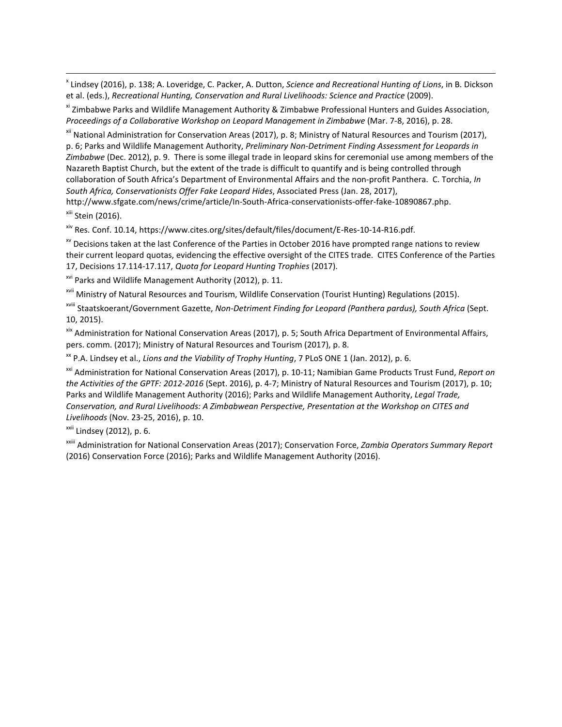[x] Lindsey (2016), p. 138; A. Loveridge, C. Packer, A. Dutton, *Science and Recreational Hunting of Lions*, in B. Dickson et al. (eds.), *Recreational Hunting, Conservation and Rural Livelihoods: Science and Practice* (2009).

[xi] Zimbabwe Parks and Wildlife Management Authority & Zimbabwe Professional Hunters and Guides Association, *Proceedings of a Collaborative Workshop on Leopard Management in Zimbabwe* (Mar. 7-8, 2016), p. 28.

[xii] National Administration for Conservation Areas (2017), p. 8; Ministry of Natural Resources and Tourism (2017), p. 6; Parks and Wildlife Management Authority, *Preliminary Non-Detriment Finding Assessment for Leopards in Zimbabwe* (Dec. 2012), p. 9. There is some illegal trade in leopard skins for ceremonial use among members of the Nazareth Baptist Church, but the extent of the trade is difficult to quantify and is being controlled through collaboration of South Africa's Department of Environmental Affairs and the non-profit Panthera. C. Torchia, *In South Africa, Conservationists Offer Fake Leopard Hides*, Associated Press (Jan. 28, 2017), http://www.sfgate.com/news/crime/article/In-South-Africa-conservationists-offer-fake-10890867.php.

[xiii] Stein (2016).

[xiv] Res. Conf. 10.14, https://www.cites.org/sites/default/files/document/E-Res-10-14-R16.pdf.

[xv] Decisions taken at the last Conference of the Parties in October 2016 have prompted range nations to review their current leopard quotas, evidencing the effective oversight of the CITES trade. CITES Conference of the Parties 17, Decisions 17.114-17.117, *Quota for Leopard Hunting Trophies* (2017).

[xvi] Parks and Wildlife Management Authority (2012), p. 11.

[xvii] Ministry of Natural Resources and Tourism, Wildlife Conservation (Tourist Hunting) Regulations (2015).

[xviii] Staatskoerant/Government Gazette, *Non-Detriment Finding for Leopard (Panthera pardus), South Africa* (Sept. 10, 2015).

[xix] Administration for National Conservation Areas (2017), p. 5; South Africa Department of Environmental Affairs, pers. comm. (2017); Ministry of Natural Resources and Tourism (2017), p. 8.

[xx] P.A. Lindsey et al., *Lions and the Viability of Trophy Hunting*, 7 PLoS ONE 1 (Jan. 2012), p. 6.

[xxi] Administration for National Conservation Areas (2017), p. 10-11; Namibian Game Products Trust Fund, *Report on the Activities of the GPTF: 2012-2016* (Sept. 2016), p. 4-7; Ministry of Natural Resources and Tourism (2017), p. 10; Parks and Wildlife Management Authority (2016); Parks and Wildlife Management Authority, *Legal Trade, Conservation, and Rural Livelihoods: A Zimbabwean Perspective, Presentation at the Workshop on CITES and Livelihoods* (Nov. 23-25, 2016), p. 10.

[xxii] Lindsey (2012), p. 6.

[xxiii] Administration for National Conservation Areas (2017); Conservation Force, *Zambia Operators Summary Report* (2016) Conservation Force (2016); Parks and Wildlife Management Authority (2016).